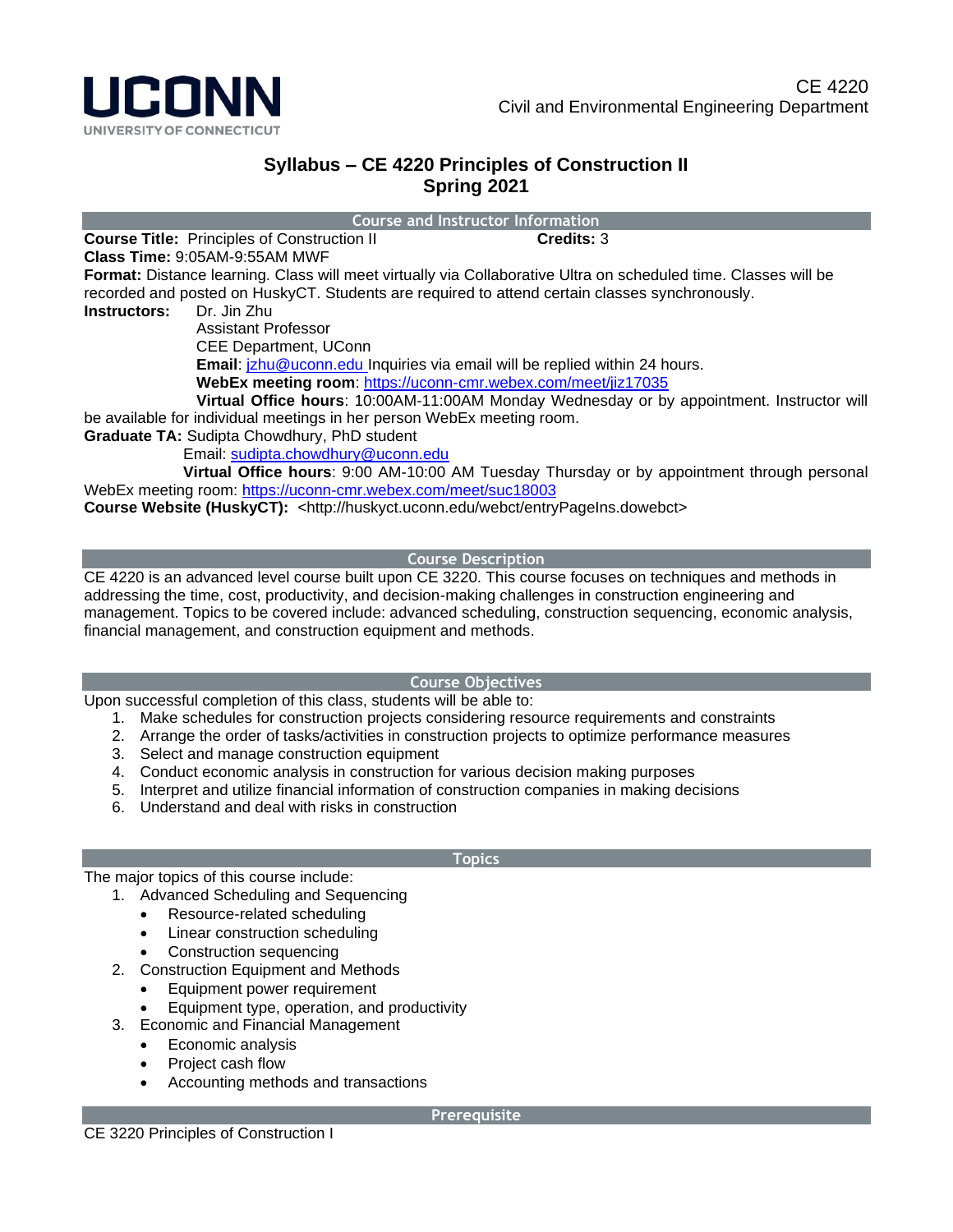UCONN
UNIVERSITY OF CONNECTICUT

CE 4220
Civil and Environmental Engineering Department

# Syllabus – CE 4220 Principles of Construction II
## Spring 2021

## Course and Instructor Information

**Course Title:** Principles of Construction II **Credits:** 3

**Class Time:** 9:05AM-9:55AM MWF

**Format:** Distance learning. Class will meet virtually via Collaborative Ultra on scheduled time. Classes will be recorded and posted on HuskyCT. Students are required to attend certain classes synchronously.

**Instructors:** Dr. Jin Zhu
Assistant Professor
CEE Department, UConn
**Email**: jzhu@uconn.edu Inquiries via email will be replied within 24 hours.
**WebEx meeting room**: https://uconn-cmr.webex.com/meet/jiz17035
**Virtual Office hours**: 10:00AM-11:00AM Monday Wednesday or by appointment. Instructor will be available for individual meetings in her person WebEx meeting room.

**Graduate TA:** Sudipta Chowdhury, PhD student
Email: sudipta.chowdhury@uconn.edu
**Virtual Office hours**: 9:00 AM-10:00 AM Tuesday Thursday or by appointment through personal WebEx meeting room: https://uconn-cmr.webex.com/meet/suc18003

**Course Website (HuskyCT):** <http://huskyct.uconn.edu/webct/entryPageIns.dowebct>

## Course Description

CE 4220 is an advanced level course built upon CE 3220. This course focuses on techniques and methods in addressing the time, cost, productivity, and decision-making challenges in construction engineering and management. Topics to be covered include: advanced scheduling, construction sequencing, economic analysis, financial management, and construction equipment and methods.

## Course Objectives

Upon successful completion of this class, students will be able to:

1. Make schedules for construction projects considering resource requirements and constraints
2. Arrange the order of tasks/activities in construction projects to optimize performance measures
3. Select and manage construction equipment
4. Conduct economic analysis in construction for various decision making purposes
5. Interpret and utilize financial information of construction companies in making decisions
6. Understand and deal with risks in construction

## Topics

The major topics of this course include:

1. Advanced Scheduling and Sequencing
   - Resource-related scheduling
   - Linear construction scheduling
   - Construction sequencing
2. Construction Equipment and Methods
   - Equipment power requirement
   - Equipment type, operation, and productivity
3. Economic and Financial Management
   - Economic analysis
   - Project cash flow
   - Accounting methods and transactions

## Prerequisite

CE 3220 Principles of Construction I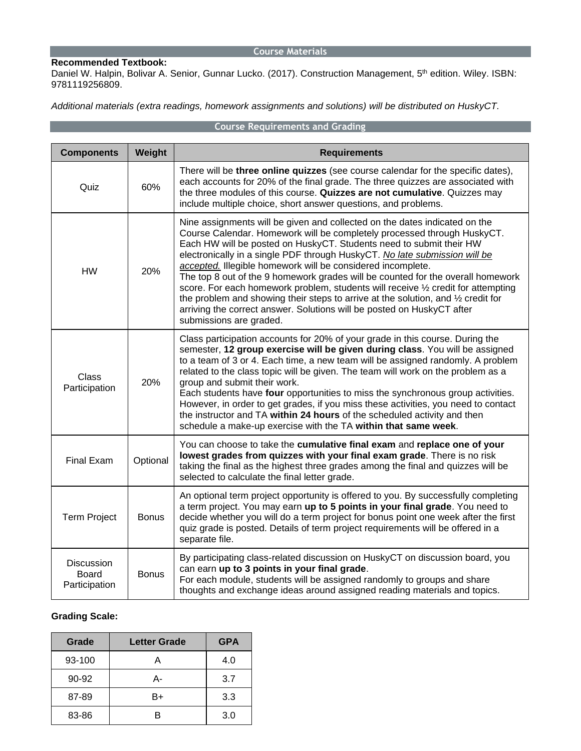## Course Materials

**Recommended Textbook:**
Daniel W. Halpin, Bolivar A. Senior, Gunnar Lucko. (2017). Construction Management, 5th edition. Wiley. ISBN: 9781119256809.

*Additional materials (extra readings, homework assignments and solutions) will be distributed on HuskyCT.*

## Course Requirements and Grading

| Components | Weight | Requirements |
|---|---|---|
| Quiz | 60% | There will be **three online quizzes** (see course calendar for the specific dates), each accounts for 20% of the final grade. The three quizzes are associated with the three modules of this course. **Quizzes are not cumulative**. Quizzes may include multiple choice, short answer questions, and problems. |
| HW | 20% | Nine assignments will be given and collected on the dates indicated on the Course Calendar. Homework will be completely processed through HuskyCT. Each HW will be posted on HuskyCT. Students need to submit their HW electronically in a single PDF through HuskyCT. <u>*No late submission will be accepted.*</u> Illegible homework will be considered incomplete. The top 8 out of the 9 homework grades will be counted for the overall homework score. For each homework problem, students will receive ½ credit for attempting the problem and showing their steps to arrive at the solution, and ½ credit for arriving the correct answer. Solutions will be posted on HuskyCT after submissions are graded. |
| Class Participation | 20% | Class participation accounts for 20% of your grade in this course. During the semester, **12 group exercise will be given during class**. You will be assigned to a team of 3 or 4. Each time, a new team will be assigned randomly. A problem related to the class topic will be given. The team will work on the problem as a group and submit their work. Each students have **four** opportunities to miss the synchronous group activities. However, in order to get grades, if you miss these activities, you need to contact the instructor and TA **within 24 hours** of the scheduled activity and then schedule a make-up exercise with the TA **within that same week**. |
| Final Exam | Optional | You can choose to take the **cumulative final exam** and **replace one of your lowest grades from quizzes with your final exam grade**. There is no risk taking the final as the highest three grades among the final and quizzes will be selected to calculate the final letter grade. |
| Term Project | Bonus | An optional term project opportunity is offered to you. By successfully completing a term project. You may earn **up to 5 points in your final grade**. You need to decide whether you will do a term project for bonus point one week after the first quiz grade is posted. Details of term project requirements will be offered in a separate file. |
| Discussion Board Participation | Bonus | By participating class-related discussion on HuskyCT on discussion board, you can earn **up to 3 points in your final grade**. For each module, students will be assigned randomly to groups and share thoughts and exchange ideas around assigned reading materials and topics. |

**Grading Scale:**

| Grade | Letter Grade | GPA |
|---|---|---|
| 93-100 | A | 4.0 |
| 90-92 | A- | 3.7 |
| 87-89 | B+ | 3.3 |
| 83-86 | B | 3.0 |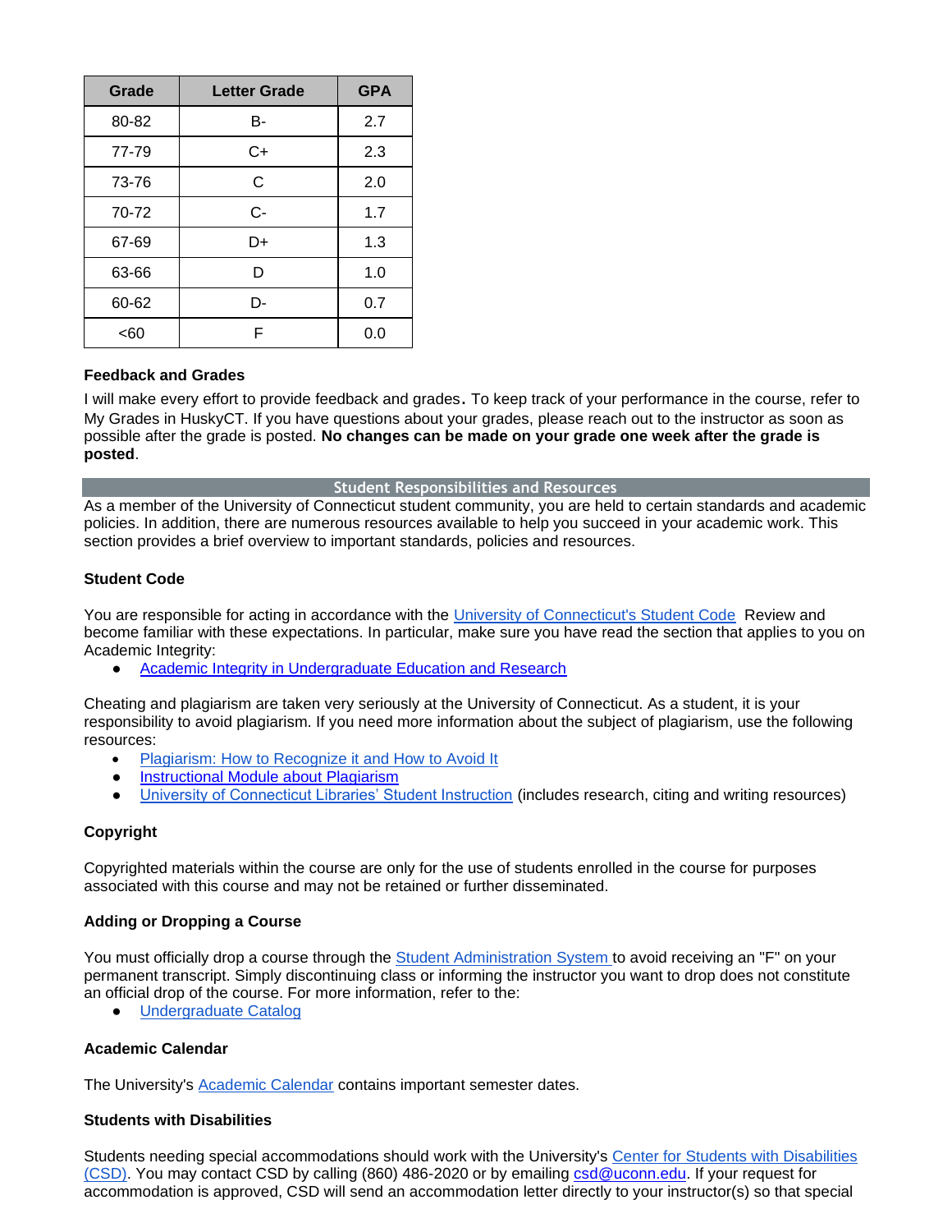| Grade | Letter Grade | GPA |
| --- | --- | --- |
| 80-82 | B- | 2.7 |
| 77-79 | C+ | 2.3 |
| 73-76 | C | 2.0 |
| 70-72 | C- | 1.7 |
| 67-69 | D+ | 1.3 |
| 63-66 | D | 1.0 |
| 60-62 | D- | 0.7 |
| <60 | F | 0.0 |

### Feedback and Grades

I will make every effort to provide feedback and grades**.** To keep track of your performance in the course, refer to My Grades in HuskyCT. If you have questions about your grades, please reach out to the instructor as soon as possible after the grade is posted. **No changes can be made on your grade one week after the grade is posted**.

## Student Responsibilities and Resources

As a member of the University of Connecticut student community, you are held to certain standards and academic policies. In addition, there are numerous resources available to help you succeed in your academic work. This section provides a brief overview to important standards, policies and resources.

### Student Code

You are responsible for acting in accordance with the University of Connecticut's Student Code  Review and become familiar with these expectations. In particular, make sure you have read the section that applies to you on Academic Integrity:

- Academic Integrity in Undergraduate Education and Research

Cheating and plagiarism are taken very seriously at the University of Connecticut. As a student, it is your responsibility to avoid plagiarism. If you need more information about the subject of plagiarism, use the following resources:

- Plagiarism: How to Recognize it and How to Avoid It
- Instructional Module about Plagiarism
- University of Connecticut Libraries' Student Instruction (includes research, citing and writing resources)

### Copyright

Copyrighted materials within the course are only for the use of students enrolled in the course for purposes associated with this course and may not be retained or further disseminated.

### Adding or Dropping a Course

You must officially drop a course through the Student Administration System to avoid receiving an "F" on your permanent transcript. Simply discontinuing class or informing the instructor you want to drop does not constitute an official drop of the course. For more information, refer to the:

- Undergraduate Catalog

### Academic Calendar

The University's Academic Calendar contains important semester dates.

### Students with Disabilities

Students needing special accommodations should work with the University's Center for Students with Disabilities (CSD). You may contact CSD by calling (860) 486-2020 or by emailing csd@uconn.edu. If your request for accommodation is approved, CSD will send an accommodation letter directly to your instructor(s) so that special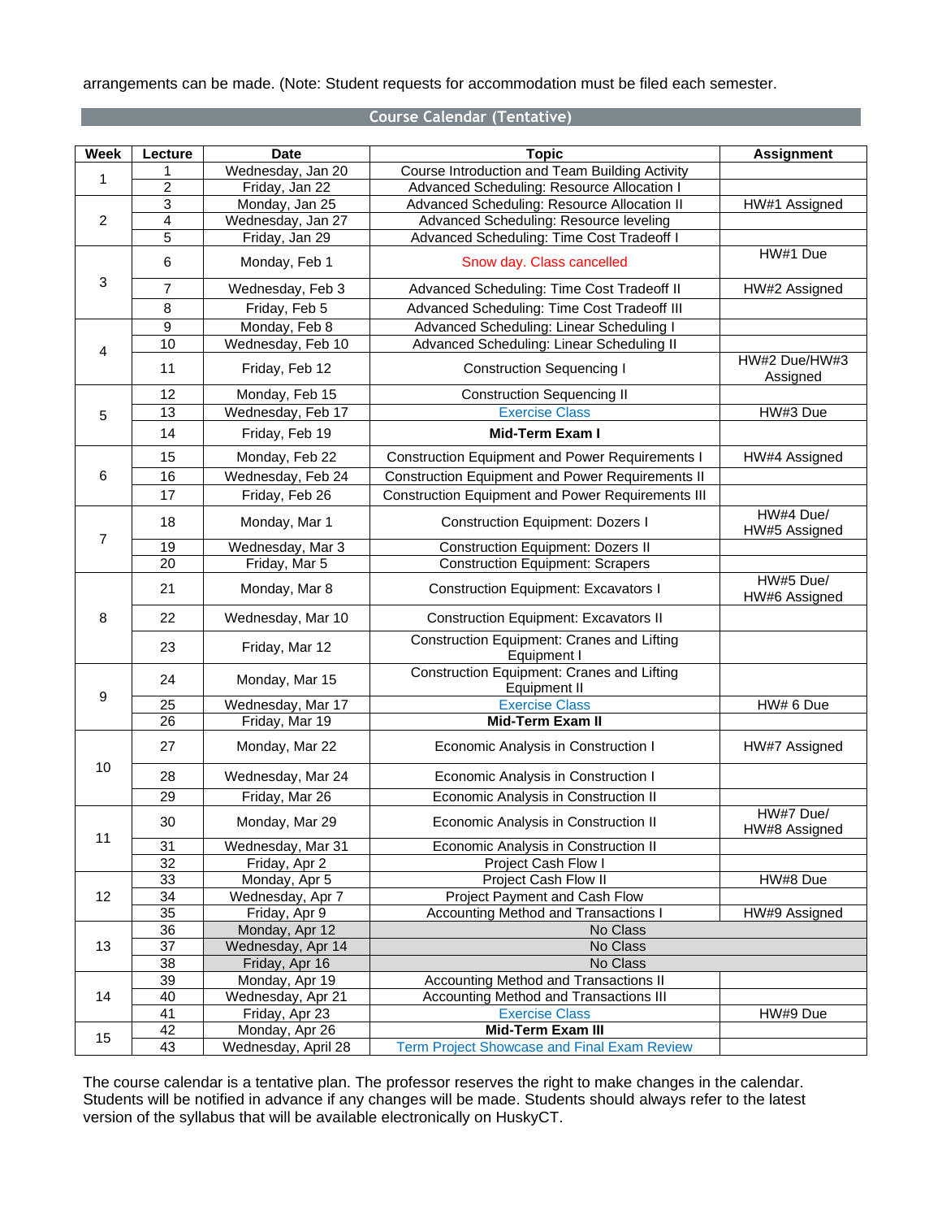arrangements can be made. (Note: Student requests for accommodation must be filed each semester.

## Course Calendar (Tentative)

| Week | Lecture | Date | Topic | Assignment |
|---|---|---|---|---|
| 1 | 1 | Wednesday, Jan 20 | Course Introduction and Team Building Activity | |
| | 2 | Friday, Jan 22 | Advanced Scheduling: Resource Allocation I | |
| 2 | 3 | Monday, Jan 25 | Advanced Scheduling: Resource Allocation II | HW#1 Assigned |
| | 4 | Wednesday, Jan 27 | Advanced Scheduling: Resource leveling | |
| | 5 | Friday, Jan 29 | Advanced Scheduling: Time Cost Tradeoff I | |
| 3 | 6 | Monday, Feb 1 | Snow day. Class cancelled | HW#1 Due |
| | 7 | Wednesday, Feb 3 | Advanced Scheduling: Time Cost Tradeoff II | HW#2 Assigned |
| | 8 | Friday, Feb 5 | Advanced Scheduling: Time Cost Tradeoff III | |
| 4 | 9 | Monday, Feb 8 | Advanced Scheduling: Linear Scheduling I | |
| | 10 | Wednesday, Feb 10 | Advanced Scheduling: Linear Scheduling II | |
| | 11 | Friday, Feb 12 | Construction Sequencing I | HW#2 Due/HW#3 Assigned |
| 5 | 12 | Monday, Feb 15 | Construction Sequencing II | |
| | 13 | Wednesday, Feb 17 | Exercise Class | HW#3 Due |
| | 14 | Friday, Feb 19 | **Mid-Term Exam I** | |
| 6 | 15 | Monday, Feb 22 | Construction Equipment and Power Requirements I | HW#4 Assigned |
| | 16 | Wednesday, Feb 24 | Construction Equipment and Power Requirements II | |
| | 17 | Friday, Feb 26 | Construction Equipment and Power Requirements III | |
| 7 | 18 | Monday, Mar 1 | Construction Equipment: Dozers I | HW#4 Due/ HW#5 Assigned |
| | 19 | Wednesday, Mar 3 | Construction Equipment: Dozers II | |
| | 20 | Friday, Mar 5 | Construction Equipment: Scrapers | |
| 8 | 21 | Monday, Mar 8 | Construction Equipment: Excavators I | HW#5 Due/ HW#6 Assigned |
| | 22 | Wednesday, Mar 10 | Construction Equipment: Excavators II | |
| | 23 | Friday, Mar 12 | Construction Equipment: Cranes and Lifting Equipment I | |
| 9 | 24 | Monday, Mar 15 | Construction Equipment: Cranes and Lifting Equipment II | |
| | 25 | Wednesday, Mar 17 | Exercise Class | HW# 6 Due |
| | 26 | Friday, Mar 19 | **Mid-Term Exam II** | |
| 10 | 27 | Monday, Mar 22 | Economic Analysis in Construction I | HW#7 Assigned |
| | 28 | Wednesday, Mar 24 | Economic Analysis in Construction I | |
| | 29 | Friday, Mar 26 | Economic Analysis in Construction II | |
| 11 | 30 | Monday, Mar 29 | Economic Analysis in Construction II | HW#7 Due/ HW#8 Assigned |
| | 31 | Wednesday, Mar 31 | Economic Analysis in Construction II | |
| | 32 | Friday, Apr 2 | Project Cash Flow I | |
| 12 | 33 | Monday, Apr 5 | Project Cash Flow II | HW#8 Due |
| | 34 | Wednesday, Apr 7 | Project Payment and Cash Flow | |
| | 35 | Friday, Apr 9 | Accounting Method and Transactions I | HW#9 Assigned |
| 13 | 36 | Monday, Apr 12 | No Class | |
| | 37 | Wednesday, Apr 14 | No Class | |
| | 38 | Friday, Apr 16 | No Class | |
| 14 | 39 | Monday, Apr 19 | Accounting Method and Transactions II | |
| | 40 | Wednesday, Apr 21 | Accounting Method and Transactions III | |
| | 41 | Friday, Apr 23 | Exercise Class | HW#9 Due |
| 15 | 42 | Monday, Apr 26 | **Mid-Term Exam III** | |
| | 43 | Wednesday, April 28 | Term Project Showcase and Final Exam Review | |

The course calendar is a tentative plan. The professor reserves the right to make changes in the calendar. Students will be notified in advance if any changes will be made. Students should always refer to the latest version of the syllabus that will be available electronically on HuskyCT.